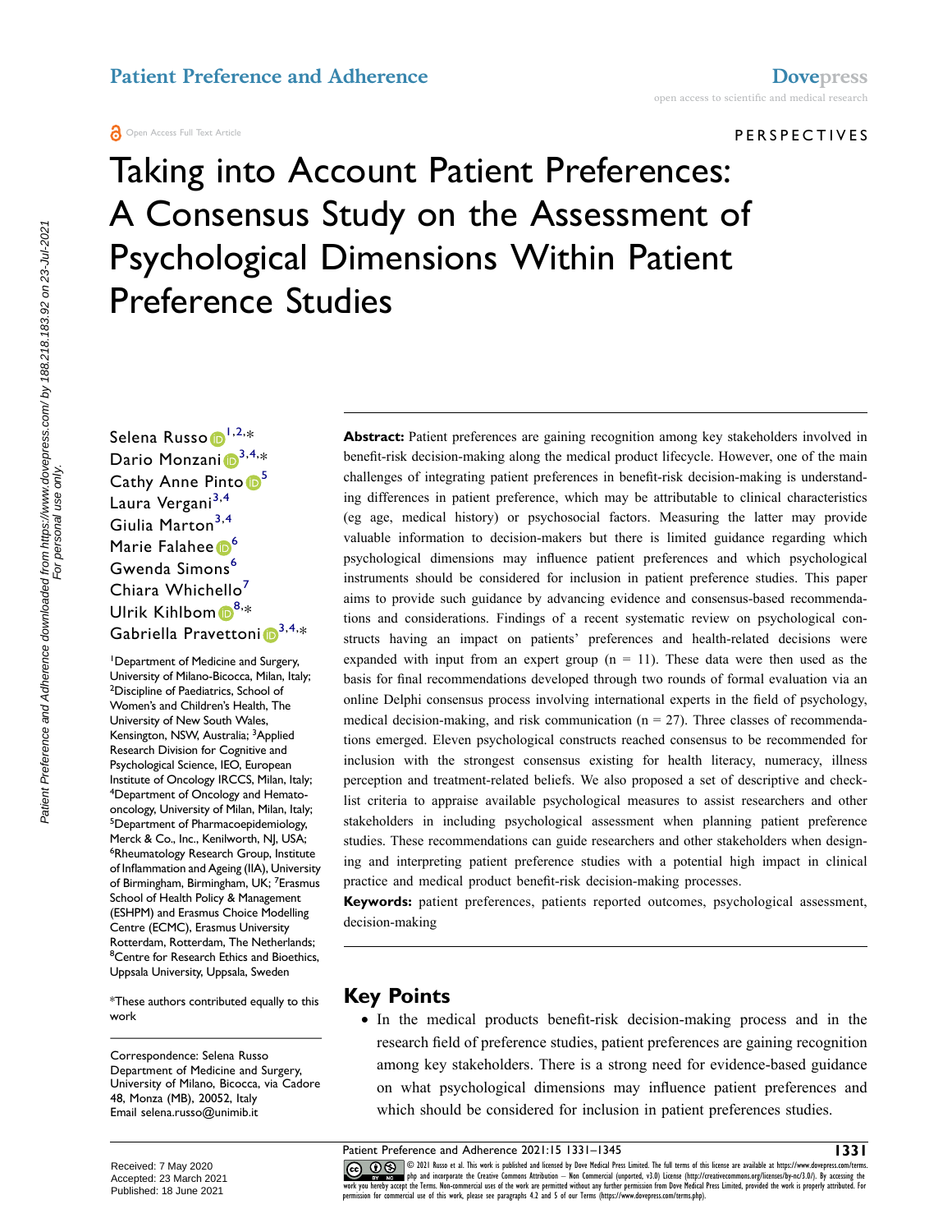PERSPECTIVES

# Taking into Account Patient Preferences: A Consensus Study on the Assessment of Psychological Dimensions Within Patient Preference Studies

Selena Russo[1,2,*]
Dario Monzani[3,4,*]
Cathy Anne Pinto[5]
Laura Vergani[3,4]
Giulia Marton[3,4]
Marie Falahee[6]
Gwenda Simons[6]
Chiara Whichello[7]
Ulrik Kihlbom[8,*]
Gabriella Pravettoni[3,4,*]

[1]Department of Medicine and Surgery, University of Milano-Bicocca, Milan, Italy; [2]Discipline of Paediatrics, School of Women's and Children's Health, The University of New South Wales, Kensington, NSW, Australia; [3]Applied Research Division for Cognitive and Psychological Science, IEO, European Institute of Oncology IRCCS, Milan, Italy; [4]Department of Oncology and Hemato-oncology, University of Milan, Milan, Italy; [5]Department of Pharmacoepidemiology, Merck & Co., Inc., Kenilworth, NJ, USA; [6]Rheumatology Research Group, Institute of Inflammation and Ageing (IIA), University of Birmingham, Birmingham, UK; [7]Erasmus School of Health Policy & Management (ESHPM) and Erasmus Choice Modelling Centre (ECMC), Erasmus University Rotterdam, Rotterdam, The Netherlands; [8]Centre for Research Ethics and Bioethics, Uppsala University, Uppsala, Sweden

*These authors contributed equally to this work

Correspondence: Selena Russo
Department of Medicine and Surgery, University of Milano, Bicocca, via Cadore 48, Monza (MB), 20052, Italy
Email selena.russo@unimib.it

**Abstract:** Patient preferences are gaining recognition among key stakeholders involved in benefit-risk decision-making along the medical product lifecycle. However, one of the main challenges of integrating patient preferences in benefit-risk decision-making is understanding differences in patient preference, which may be attributable to clinical characteristics (eg age, medical history) or psychosocial factors. Measuring the latter may provide valuable information to decision-makers but there is limited guidance regarding which psychological dimensions may influence patient preferences and which psychological instruments should be considered for inclusion in patient preference studies. This paper aims to provide such guidance by advancing evidence and consensus-based recommendations and considerations. Findings of a recent systematic review on psychological constructs having an impact on patients' preferences and health-related decisions were expanded with input from an expert group (n = 11). These data were then used as the basis for final recommendations developed through two rounds of formal evaluation via an online Delphi consensus process involving international experts in the field of psychology, medical decision-making, and risk communication (n = 27). Three classes of recommendations emerged. Eleven psychological constructs reached consensus to be recommended for inclusion with the strongest consensus existing for health literacy, numeracy, illness perception and treatment-related beliefs. We also proposed a set of descriptive and checklist criteria to appraise available psychological measures to assist researchers and other stakeholders in including psychological assessment when planning patient preference studies. These recommendations can guide researchers and other stakeholders when designing and interpreting patient preference studies with a potential high impact in clinical practice and medical product benefit-risk decision-making processes.

**Keywords:** patient preferences, patients reported outcomes, psychological assessment, decision-making

## Key Points

- In the medical products benefit-risk decision-making process and in the research field of preference studies, patient preferences are gaining recognition among key stakeholders. There is a strong need for evidence-based guidance on what psychological dimensions may influence patient preferences and which should be considered for inclusion in patient preferences studies.

Received: 7 May 2020
Accepted: 23 March 2021
Published: 18 June 2021

© 2021 Russo et al. This work is published and licensed by Dove Medical Press Limited. The full terms of this license are available at https://www.dovepress.com/terms.php and incorporate the Creative Commons Attribution – Non Commercial (unported, v3.0) License (http://creativecommons.org/licenses/by-nc/3.0/). By accessing the work you hereby accept the Terms. Non-commercial uses of the work are permitted without any further permission from Dove Medical Press Limited, provided the work is properly attributed. For permission for commercial use of this work, please see paragraphs 4.2 and 5 of our Terms (https://www.dovepress.com/terms.php).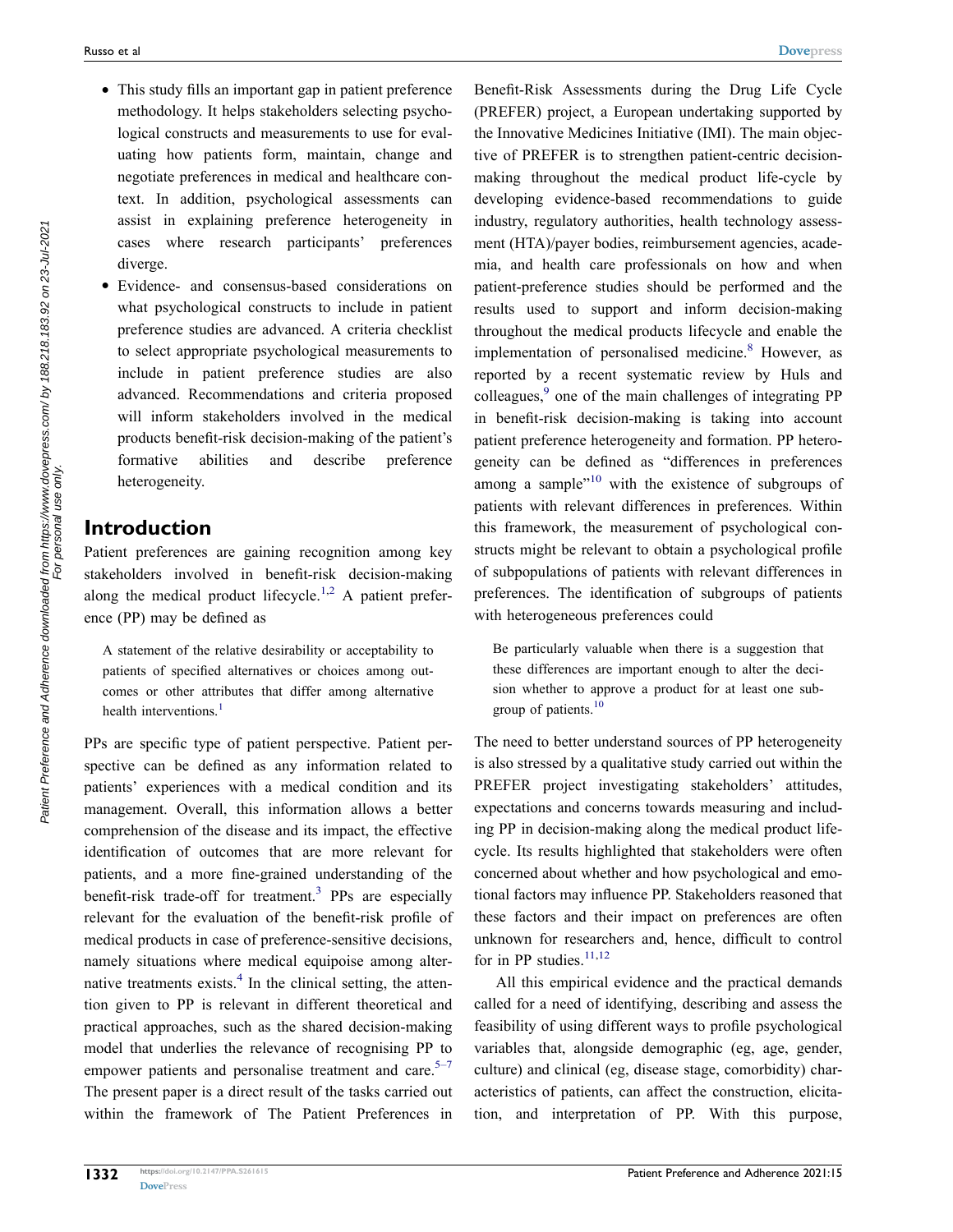- This study fills an important gap in patient preference methodology. It helps stakeholders selecting psychological constructs and measurements to use for evaluating how patients form, maintain, change and negotiate preferences in medical and healthcare context. In addition, psychological assessments can assist in explaining preference heterogeneity in cases where research participants' preferences diverge.
- Evidence- and consensus-based considerations on what psychological constructs to include in patient preference studies are advanced. A criteria checklist to select appropriate psychological measurements to include in patient preference studies are also advanced. Recommendations and criteria proposed will inform stakeholders involved in the medical products benefit-risk decision-making of the patient's formative abilities and describe preference heterogeneity.

## Introduction

Patient preferences are gaining recognition among key stakeholders involved in benefit-risk decision-making along the medical product lifecycle.[1,2] A patient preference (PP) may be defined as

> A statement of the relative desirability or acceptability to patients of specified alternatives or choices among outcomes or other attributes that differ among alternative health interventions.[1]

PPs are specific type of patient perspective. Patient perspective can be defined as any information related to patients' experiences with a medical condition and its management. Overall, this information allows a better comprehension of the disease and its impact, the effective identification of outcomes that are more relevant for patients, and a more fine-grained understanding of the benefit-risk trade-off for treatment.[3] PPs are especially relevant for the evaluation of the benefit-risk profile of medical products in case of preference-sensitive decisions, namely situations where medical equipoise among alternative treatments exists.[4] In the clinical setting, the attention given to PP is relevant in different theoretical and practical approaches, such as the shared decision-making model that underlies the relevance of recognising PP to empower patients and personalise treatment and care.[5–7] The present paper is a direct result of the tasks carried out within the framework of The Patient Preferences in Benefit-Risk Assessments during the Drug Life Cycle (PREFER) project, a European undertaking supported by the Innovative Medicines Initiative (IMI). The main objective of PREFER is to strengthen patient-centric decision-making throughout the medical product life-cycle by developing evidence-based recommendations to guide industry, regulatory authorities, health technology assessment (HTA)/payer bodies, reimbursement agencies, academia, and health care professionals on how and when patient-preference studies should be performed and the results used to support and inform decision-making throughout the medical products lifecycle and enable the implementation of personalised medicine.[8] However, as reported by a recent systematic review by Huls and colleagues,[9] one of the main challenges of integrating PP in benefit-risk decision-making is taking into account patient preference heterogeneity and formation. PP heterogeneity can be defined as "differences in preferences among a sample"[10] with the existence of subgroups of patients with relevant differences in preferences. Within this framework, the measurement of psychological constructs might be relevant to obtain a psychological profile of subpopulations of patients with relevant differences in preferences. The identification of subgroups of patients with heterogeneous preferences could

> Be particularly valuable when there is a suggestion that these differences are important enough to alter the decision whether to approve a product for at least one subgroup of patients.[10]

The need to better understand sources of PP heterogeneity is also stressed by a qualitative study carried out within the PREFER project investigating stakeholders' attitudes, expectations and concerns towards measuring and including PP in decision-making along the medical product lifecycle. Its results highlighted that stakeholders were often concerned about whether and how psychological and emotional factors may influence PP. Stakeholders reasoned that these factors and their impact on preferences are often unknown for researchers and, hence, difficult to control for in PP studies.[11,12]

All this empirical evidence and the practical demands called for a need of identifying, describing and assess the feasibility of using different ways to profile psychological variables that, alongside demographic (eg, age, gender, culture) and clinical (eg, disease stage, comorbidity) characteristics of patients, can affect the construction, elicitation, and interpretation of PP. With this purpose,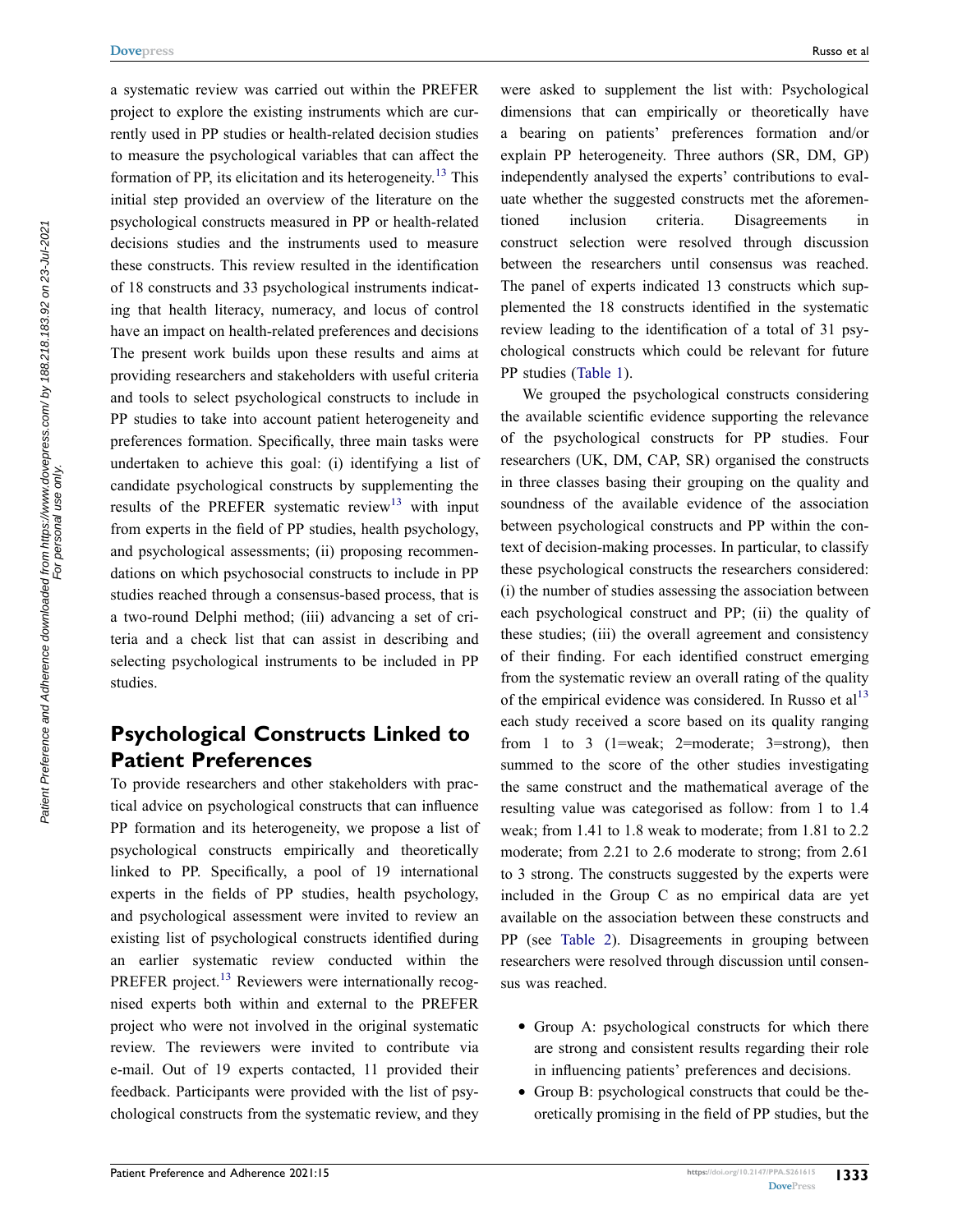a systematic review was carried out within the PREFER project to explore the existing instruments which are currently used in PP studies or health-related decision studies to measure the psychological variables that can affect the formation of PP, its elicitation and its heterogeneity.[13] This initial step provided an overview of the literature on the psychological constructs measured in PP or health-related decisions studies and the instruments used to measure these constructs. This review resulted in the identification of 18 constructs and 33 psychological instruments indicating that health literacy, numeracy, and locus of control have an impact on health-related preferences and decisions The present work builds upon these results and aims at providing researchers and stakeholders with useful criteria and tools to select psychological constructs to include in PP studies to take into account patient heterogeneity and preferences formation. Specifically, three main tasks were undertaken to achieve this goal: (i) identifying a list of candidate psychological constructs by supplementing the results of the PREFER systematic review[13] with input from experts in the field of PP studies, health psychology, and psychological assessments; (ii) proposing recommendations on which psychosocial constructs to include in PP studies reached through a consensus-based process, that is a two-round Delphi method; (iii) advancing a set of criteria and a check list that can assist in describing and selecting psychological instruments to be included in PP studies.

## Psychological Constructs Linked to Patient Preferences

To provide researchers and other stakeholders with practical advice on psychological constructs that can influence PP formation and its heterogeneity, we propose a list of psychological constructs empirically and theoretically linked to PP. Specifically, a pool of 19 international experts in the fields of PP studies, health psychology, and psychological assessment were invited to review an existing list of psychological constructs identified during an earlier systematic review conducted within the PREFER project.[13] Reviewers were internationally recognised experts both within and external to the PREFER project who were not involved in the original systematic review. The reviewers were invited to contribute via e-mail. Out of 19 experts contacted, 11 provided their feedback. Participants were provided with the list of psychological constructs from the systematic review, and they were asked to supplement the list with: Psychological dimensions that can empirically or theoretically have a bearing on patients' preferences formation and/or explain PP heterogeneity. Three authors (SR, DM, GP) independently analysed the experts' contributions to evaluate whether the suggested constructs met the aforementioned inclusion criteria. Disagreements in construct selection were resolved through discussion between the researchers until consensus was reached. The panel of experts indicated 13 constructs which supplemented the 18 constructs identified in the systematic review leading to the identification of a total of 31 psychological constructs which could be relevant for future PP studies (Table 1).

We grouped the psychological constructs considering the available scientific evidence supporting the relevance of the psychological constructs for PP studies. Four researchers (UK, DM, CAP, SR) organised the constructs in three classes basing their grouping on the quality and soundness of the available evidence of the association between psychological constructs and PP within the context of decision-making processes. In particular, to classify these psychological constructs the researchers considered: (i) the number of studies assessing the association between each psychological construct and PP; (ii) the quality of these studies; (iii) the overall agreement and consistency of their finding. For each identified construct emerging from the systematic review an overall rating of the quality of the empirical evidence was considered. In Russo et al[13] each study received a score based on its quality ranging from 1 to 3 (1=weak; 2=moderate; 3=strong), then summed to the score of the other studies investigating the same construct and the mathematical average of the resulting value was categorised as follow: from 1 to 1.4 weak; from 1.41 to 1.8 weak to moderate; from 1.81 to 2.2 moderate; from 2.21 to 2.6 moderate to strong; from 2.61 to 3 strong. The constructs suggested by the experts were included in the Group C as no empirical data are yet available on the association between these constructs and PP (see Table 2). Disagreements in grouping between researchers were resolved through discussion until consensus was reached.

- Group A: psychological constructs for which there are strong and consistent results regarding their role in influencing patients' preferences and decisions.
- Group B: psychological constructs that could be theoretically promising in the field of PP studies, but the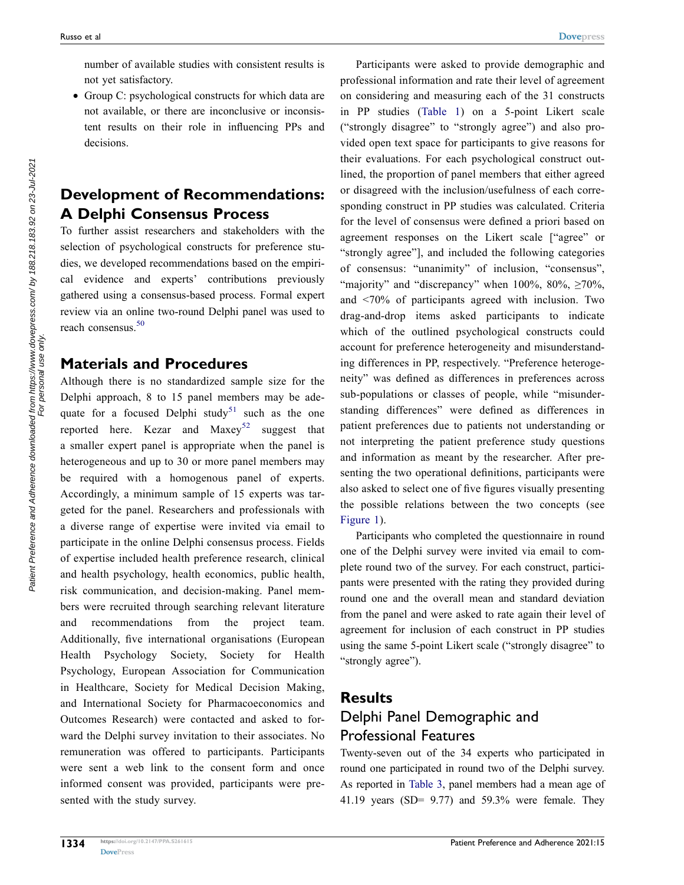number of available studies with consistent results is not yet satisfactory.

- Group C: psychological constructs for which data are not available, or there are inconclusive or inconsistent results on their role in influencing PPs and decisions.

## Development of Recommendations: A Delphi Consensus Process

To further assist researchers and stakeholders with the selection of psychological constructs for preference studies, we developed recommendations based on the empirical evidence and experts' contributions previously gathered using a consensus-based process. Formal expert review via an online two-round Delphi panel was used to reach consensus.[50]

## Materials and Procedures

Although there is no standardized sample size for the Delphi approach, 8 to 15 panel members may be adequate for a focused Delphi study[51] such as the one reported here. Kezar and Maxey[52] suggest that a smaller expert panel is appropriate when the panel is heterogeneous and up to 30 or more panel members may be required with a homogenous panel of experts. Accordingly, a minimum sample of 15 experts was targeted for the panel. Researchers and professionals with a diverse range of expertise were invited via email to participate in the online Delphi consensus process. Fields of expertise included health preference research, clinical and health psychology, health economics, public health, risk communication, and decision-making. Panel members were recruited through searching relevant literature and recommendations from the project team. Additionally, five international organisations (European Health Psychology Society, Society for Health Psychology, European Association for Communication in Healthcare, Society for Medical Decision Making, and International Society for Pharmacoeconomics and Outcomes Research) were contacted and asked to forward the Delphi survey invitation to their associates. No remuneration was offered to participants. Participants were sent a web link to the consent form and once informed consent was provided, participants were presented with the study survey.

Participants were asked to provide demographic and professional information and rate their level of agreement on considering and measuring each of the 31 constructs in PP studies (Table 1) on a 5-point Likert scale ("strongly disagree" to "strongly agree") and also provided open text space for participants to give reasons for their evaluations. For each psychological construct outlined, the proportion of panel members that either agreed or disagreed with the inclusion/usefulness of each corresponding construct in PP studies was calculated. Criteria for the level of consensus were defined a priori based on agreement responses on the Likert scale ["agree" or "strongly agree"], and included the following categories of consensus: "unanimity" of inclusion, "consensus", "majority" and "discrepancy" when 100%, 80%, ≥70%, and <70% of participants agreed with inclusion. Two drag-and-drop items asked participants to indicate which of the outlined psychological constructs could account for preference heterogeneity and misunderstanding differences in PP, respectively. "Preference heterogeneity" was defined as differences in preferences across sub-populations or classes of people, while "misunderstanding differences" were defined as differences in patient preferences due to patients not understanding or not interpreting the patient preference study questions and information as meant by the researcher. After presenting the two operational definitions, participants were also asked to select one of five figures visually presenting the possible relations between the two concepts (see Figure 1).

Participants who completed the questionnaire in round one of the Delphi survey were invited via email to complete round two of the survey. For each construct, participants were presented with the rating they provided during round one and the overall mean and standard deviation from the panel and were asked to rate again their level of agreement for inclusion of each construct in PP studies using the same 5-point Likert scale ("strongly disagree" to "strongly agree").

## Results

### Delphi Panel Demographic and Professional Features

Twenty-seven out of the 34 experts who participated in round one participated in round two of the Delphi survey. As reported in Table 3, panel members had a mean age of 41.19 years (SD= 9.77) and 59.3% were female. They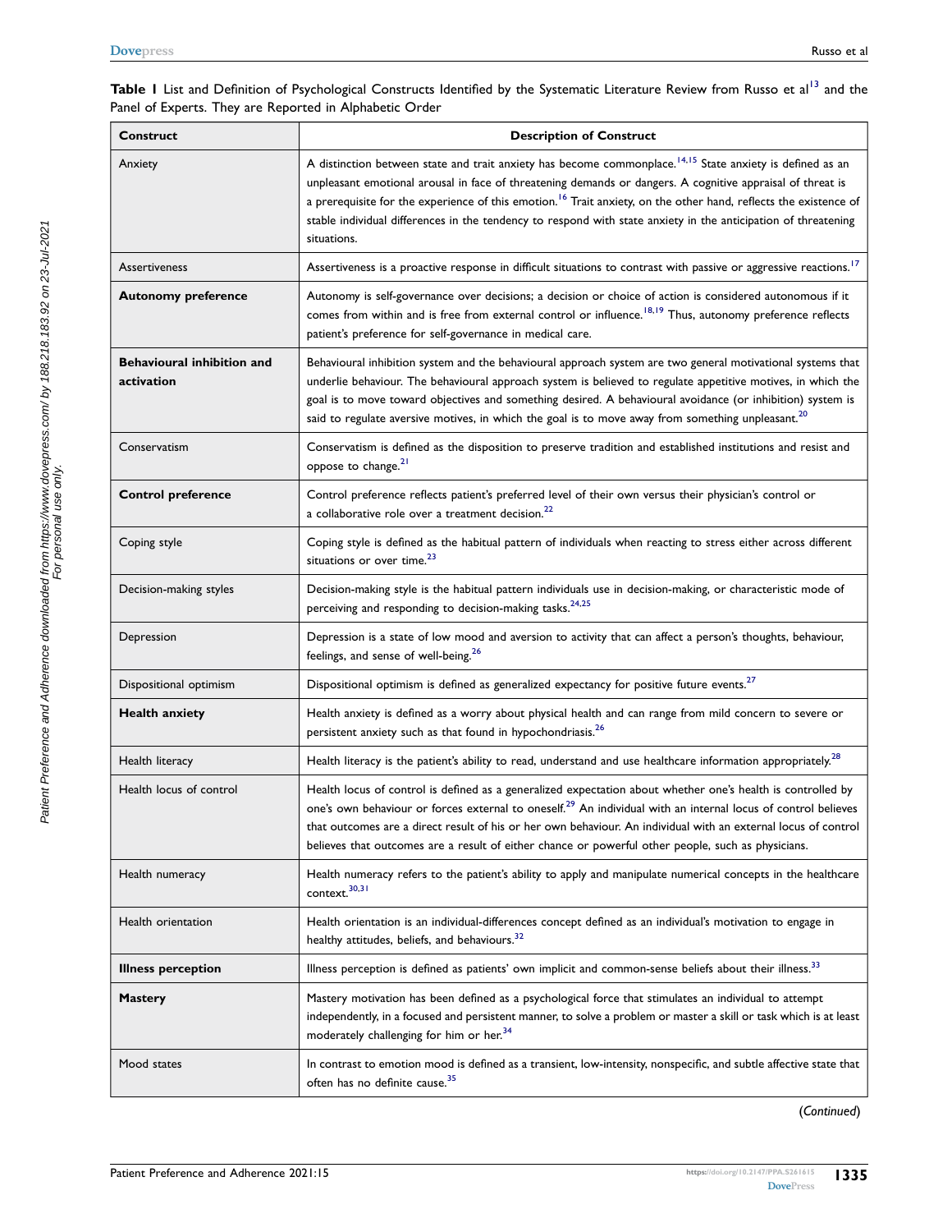**Table 1** List and Definition of Psychological Constructs Identified by the Systematic Literature Review from Russo et al[13] and the Panel of Experts. They are Reported in Alphabetic Order

| Construct | Description of Construct |
|---|---|
| Anxiety | A distinction between state and trait anxiety has become commonplace.[14,15] State anxiety is defined as an unpleasant emotional arousal in face of threatening demands or dangers. A cognitive appraisal of threat is a prerequisite for the experience of this emotion.[16] Trait anxiety, on the other hand, reflects the existence of stable individual differences in the tendency to respond with state anxiety in the anticipation of threatening situations. |
| Assertiveness | Assertiveness is a proactive response in difficult situations to contrast with passive or aggressive reactions.[17] |
| **Autonomy preference** | Autonomy is self-governance over decisions; a decision or choice of action is considered autonomous if it comes from within and is free from external control or influence.[18,19] Thus, autonomy preference reflects patient's preference for self-governance in medical care. |
| **Behavioural inhibition and activation** | Behavioural inhibition system and the behavioural approach system are two general motivational systems that underlie behaviour. The behavioural approach system is believed to regulate appetitive motives, in which the goal is to move toward objectives and something desired. A behavioural avoidance (or inhibition) system is said to regulate aversive motives, in which the goal is to move away from something unpleasant.[20] |
| Conservatism | Conservatism is defined as the disposition to preserve tradition and established institutions and resist and oppose to change.[21] |
| **Control preference** | Control preference reflects patient's preferred level of their own versus their physician's control or a collaborative role over a treatment decision.[22] |
| Coping style | Coping style is defined as the habitual pattern of individuals when reacting to stress either across different situations or over time.[23] |
| Decision-making styles | Decision-making style is the habitual pattern individuals use in decision-making, or characteristic mode of perceiving and responding to decision-making tasks.[24,25] |
| Depression | Depression is a state of low mood and aversion to activity that can affect a person's thoughts, behaviour, feelings, and sense of well-being.[26] |
| Dispositional optimism | Dispositional optimism is defined as generalized expectancy for positive future events.[27] |
| **Health anxiety** | Health anxiety is defined as a worry about physical health and can range from mild concern to severe or persistent anxiety such as that found in hypochondriasis.[26] |
| Health literacy | Health literacy is the patient's ability to read, understand and use healthcare information appropriately.[28] |
| Health locus of control | Health locus of control is defined as a generalized expectation about whether one's health is controlled by one's own behaviour or forces external to oneself.[29] An individual with an internal locus of control believes that outcomes are a direct result of his or her own behaviour. An individual with an external locus of control believes that outcomes are a result of either chance or powerful other people, such as physicians. |
| Health numeracy | Health numeracy refers to the patient's ability to apply and manipulate numerical concepts in the healthcare context.[30,31] |
| Health orientation | Health orientation is an individual-differences concept defined as an individual's motivation to engage in healthy attitudes, beliefs, and behaviours.[32] |
| **Illness perception** | Illness perception is defined as patients' own implicit and common-sense beliefs about their illness.[33] |
| **Mastery** | Mastery motivation has been defined as a psychological force that stimulates an individual to attempt independently, in a focused and persistent manner, to solve a problem or master a skill or task which is at least moderately challenging for him or her.[34] |
| Mood states | In contrast to emotion mood is defined as a transient, low-intensity, nonspecific, and subtle affective state that often has no definite cause.[35] |

(*Continued*)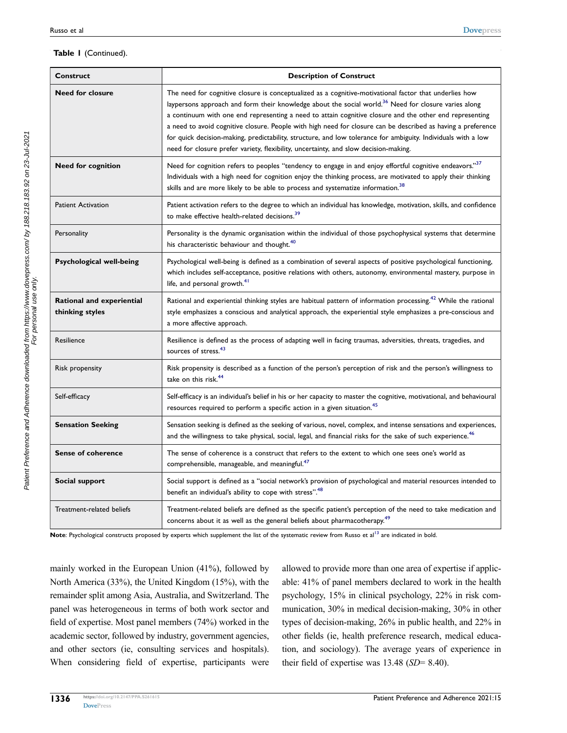**Table 1** (Continued).

| Construct | Description of Construct |
|---|---|
| **Need for closure** | The need for cognitive closure is conceptualized as a cognitive-motivational factor that underlies how laypersons approach and form their knowledge about the social world.[36] Need for closure varies along a continuum with one end representing a need to attain cognitive closure and the other end representing a need to avoid cognitive closure. People with high need for closure can be described as having a preference for quick decision-making, predictability, structure, and low tolerance for ambiguity. Individuals with a low need for closure prefer variety, flexibility, uncertainty, and slow decision-making. |
| **Need for cognition** | Need for cognition refers to peoples "tendency to engage in and enjoy effortful cognitive endeavors."[37] Individuals with a high need for cognition enjoy the thinking process, are motivated to apply their thinking skills and are more likely to be able to process and systematize information.[38] |
| Patient Activation | Patient activation refers to the degree to which an individual has knowledge, motivation, skills, and confidence to make effective health-related decisions.[39] |
| Personality | Personality is the dynamic organisation within the individual of those psychophysical systems that determine his characteristic behaviour and thought.[40] |
| **Psychological well-being** | Psychological well-being is defined as a combination of several aspects of positive psychological functioning, which includes self-acceptance, positive relations with others, autonomy, environmental mastery, purpose in life, and personal growth.[41] |
| **Rational and experiential thinking styles** | Rational and experiential thinking styles are habitual pattern of information processing.[42] While the rational style emphasizes a conscious and analytical approach, the experiential style emphasizes a pre-conscious and a more affective approach. |
| Resilience | Resilience is defined as the process of adapting well in facing traumas, adversities, threats, tragedies, and sources of stress.[43] |
| Risk propensity | Risk propensity is described as a function of the person's perception of risk and the person's willingness to take on this risk.[44] |
| Self-efficacy | Self-efficacy is an individual's belief in his or her capacity to master the cognitive, motivational, and behavioural resources required to perform a specific action in a given situation.[45] |
| **Sensation Seeking** | Sensation seeking is defined as the seeking of various, novel, complex, and intense sensations and experiences, and the willingness to take physical, social, legal, and financial risks for the sake of such experience.[46] |
| **Sense of coherence** | The sense of coherence is a construct that refers to the extent to which one sees one's world as comprehensible, manageable, and meaningful.[47] |
| **Social support** | Social support is defined as a "social network's provision of psychological and material resources intended to benefit an individual's ability to cope with stress".[48] |
| Treatment-related beliefs | Treatment-related beliefs are defined as the specific patient's perception of the need to take medication and concerns about it as well as the general beliefs about pharmacotherapy.[49] |

**Note**: Psychological constructs proposed by experts which supplement the list of the systematic review from Russo et al[13] are indicated in bold.

mainly worked in the European Union (41%), followed by North America (33%), the United Kingdom (15%), with the remainder split among Asia, Australia, and Switzerland. The panel was heterogeneous in terms of both work sector and field of expertise. Most panel members (74%) worked in the academic sector, followed by industry, government agencies, and other sectors (ie, consulting services and hospitals). When considering field of expertise, participants were allowed to provide more than one area of expertise if applicable: 41% of panel members declared to work in the health psychology, 15% in clinical psychology, 22% in risk communication, 30% in medical decision-making, 30% in other types of decision-making, 26% in public health, and 22% in other fields (ie, health preference research, medical education, and sociology). The average years of experience in their field of expertise was 13.48 (*SD*= 8.40).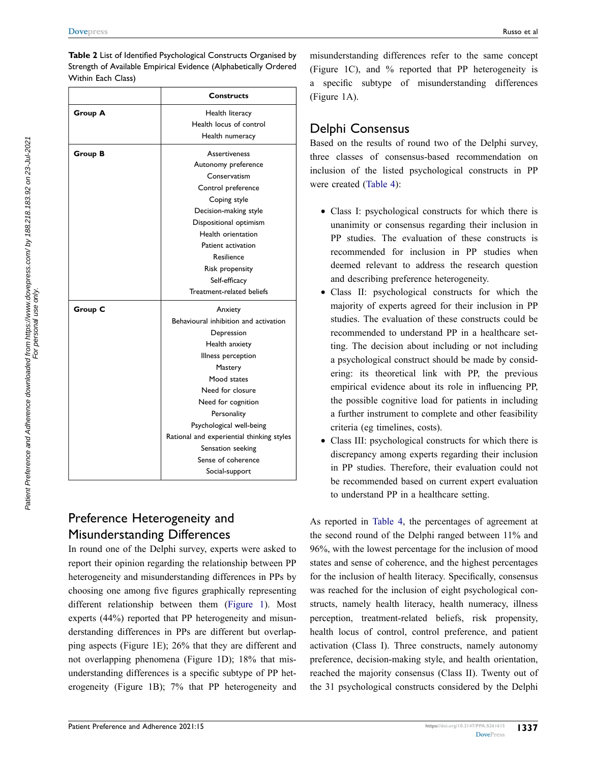**Table 2** List of Identified Psychological Constructs Organised by Strength of Available Empirical Evidence (Alphabetically Ordered Within Each Class)

| | Constructs |
|---|---|
| **Group A** | Health literacy<br>Health locus of control<br>Health numeracy |
| **Group B** | Assertiveness<br>Autonomy preference<br>Conservatism<br>Control preference<br>Coping style<br>Decision-making style<br>Dispositional optimism<br>Health orientation<br>Patient activation<br>Resilience<br>Risk propensity<br>Self-efficacy<br>Treatment-related beliefs |
| **Group C** | Anxiety<br>Behavioural inhibition and activation<br>Depression<br>Health anxiety<br>Illness perception<br>Mastery<br>Mood states<br>Need for closure<br>Need for cognition<br>Personality<br>Psychological well-being<br>Rational and experiential thinking styles<br>Sensation seeking<br>Sense of coherence<br>Social-support |

## Preference Heterogeneity and Misunderstanding Differences

In round one of the Delphi survey, experts were asked to report their opinion regarding the relationship between PP heterogeneity and misunderstanding differences in PPs by choosing one among five figures graphically representing different relationship between them (Figure 1). Most experts (44%) reported that PP heterogeneity and misunderstanding differences in PPs are different but overlapping aspects (Figure 1E); 26% that they are different and not overlapping phenomena (Figure 1D); 18% that misunderstanding differences is a specific subtype of PP heterogeneity (Figure 1B); 7% that PP heterogeneity and misunderstanding differences refer to the same concept (Figure 1C), and % reported that PP heterogeneity is a specific subtype of misunderstanding differences (Figure 1A).

## Delphi Consensus

Based on the results of round two of the Delphi survey, three classes of consensus-based recommendation on inclusion of the listed psychological constructs in PP were created (Table 4):

- Class I: psychological constructs for which there is unanimity or consensus regarding their inclusion in PP studies. The evaluation of these constructs is recommended for inclusion in PP studies when deemed relevant to address the research question and describing preference heterogeneity.
- Class II: psychological constructs for which the majority of experts agreed for their inclusion in PP studies. The evaluation of these constructs could be recommended to understand PP in a healthcare setting. The decision about including or not including a psychological construct should be made by considering: its theoretical link with PP, the previous empirical evidence about its role in influencing PP, the possible cognitive load for patients in including a further instrument to complete and other feasibility criteria (eg timelines, costs).
- Class III: psychological constructs for which there is discrepancy among experts regarding their inclusion in PP studies. Therefore, their evaluation could not be recommended based on current expert evaluation to understand PP in a healthcare setting.

As reported in Table 4, the percentages of agreement at the second round of the Delphi ranged between 11% and 96%, with the lowest percentage for the inclusion of mood states and sense of coherence, and the highest percentages for the inclusion of health literacy. Specifically, consensus was reached for the inclusion of eight psychological constructs, namely health literacy, health numeracy, illness perception, treatment-related beliefs, risk propensity, health locus of control, control preference, and patient activation (Class I). Three constructs, namely autonomy preference, decision-making style, and health orientation, reached the majority consensus (Class II). Twenty out of the 31 psychological constructs considered by the Delphi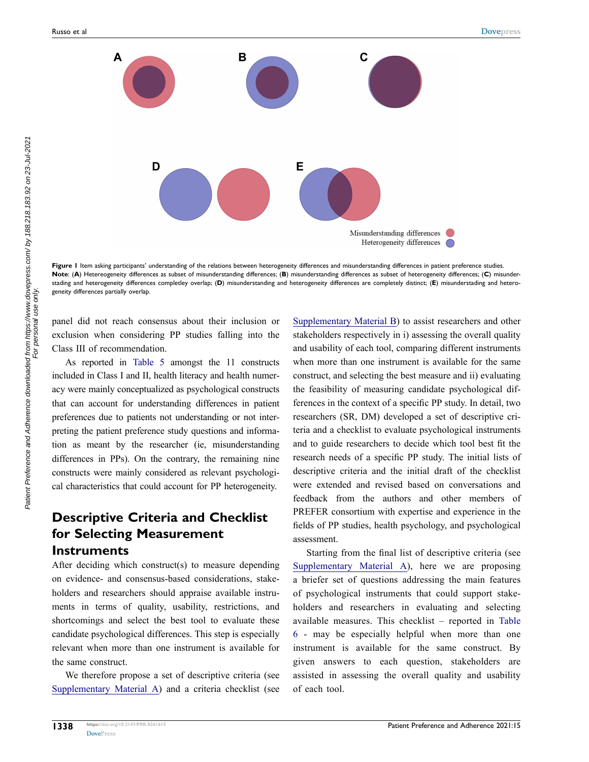**Figure 1** Item asking participants' understanding of the relations between heterogeneity differences and misunderstanding differences in patient preference studies.
**Note**: (**A**) Hetereogeneity differences as subset of misunderstanding differences; (**B**) misunderstanding differences as subset of heterogeneity differences; (**C**) misunderstading and heterogeneity differences completley overlap; (**D**) misunderstanding and heterogeneity differences are completely distinct; (**E**) misunderstading and heterogeneity differences partially overlap.

panel did not reach consensus about their inclusion or exclusion when considering PP studies falling into the Class III of recommendation.

As reported in Table 5 amongst the 11 constructs included in Class I and II, health literacy and health numeracy were mainly conceptualized as psychological constructs that can account for understanding differences in patient preferences due to patients not understanding or not interpreting the patient preference study questions and information as meant by the researcher (ie, misunderstanding differences in PPs). On the contrary, the remaining nine constructs were mainly considered as relevant psychological characteristics that could account for PP heterogeneity.

## Descriptive Criteria and Checklist for Selecting Measurement Instruments

After deciding which construct(s) to measure depending on evidence- and consensus-based considerations, stakeholders and researchers should appraise available instruments in terms of quality, usability, restrictions, and shortcomings and select the best tool to evaluate these candidate psychological differences. This step is especially relevant when more than one instrument is available for the same construct.

We therefore propose a set of descriptive criteria (see Supplementary Material A) and a criteria checklist (see Supplementary Material B) to assist researchers and other stakeholders respectively in i) assessing the overall quality and usability of each tool, comparing different instruments when more than one instrument is available for the same construct, and selecting the best measure and ii) evaluating the feasibility of measuring candidate psychological differences in the context of a specific PP study. In detail, two researchers (SR, DM) developed a set of descriptive criteria and a checklist to evaluate psychological instruments and to guide researchers to decide which tool best fit the research needs of a specific PP study. The initial lists of descriptive criteria and the initial draft of the checklist were extended and revised based on conversations and feedback from the authors and other members of PREFER consortium with expertise and experience in the fields of PP studies, health psychology, and psychological assessment.

Starting from the final list of descriptive criteria (see Supplementary Material A), here we are proposing a briefer set of questions addressing the main features of psychological instruments that could support stakeholders and researchers in evaluating and selecting available measures. This checklist – reported in Table 6 - may be especially helpful when more than one instrument is available for the same construct. By given answers to each question, stakeholders are assisted in assessing the overall quality and usability of each tool.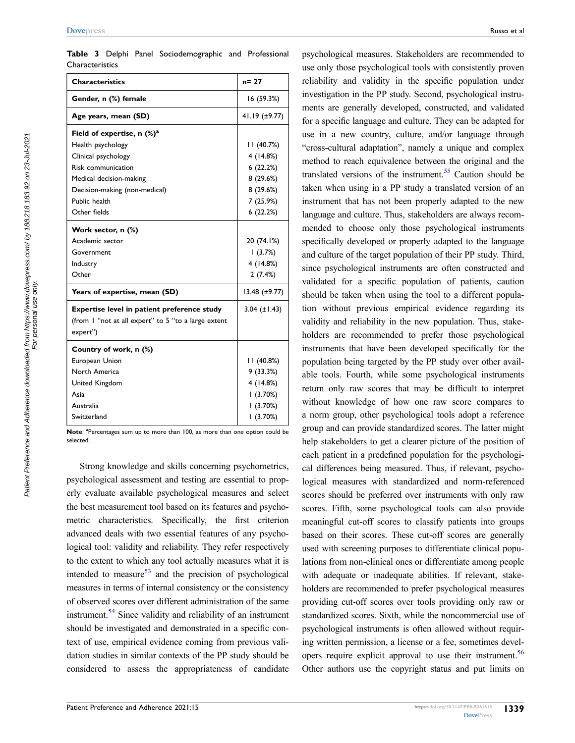**Table 3** Delphi Panel Sociodemographic and Professional Characteristics

| Characteristics | n= 27 |
|---|---|
| **Gender, n (%) female** | 16 (59.3%) |
| **Age years, mean (SD)** | 41.19 (±9.77) |
| **Field of expertise, n (%)[a]** | |
| Health psychology | 11 (40.7%) |
| Clinical psychology | 4 (14.8%) |
| Risk communication | 6 (22.2%) |
| Medical decision-making | 8 (29.6%) |
| Decision-making (non-medical) | 8 (29.6%) |
| Public health | 7 (25.9%) |
| Other fields | 6 (22.2%) |
| **Work sector, n (%)** | |
| Academic sector | 20 (74.1%) |
| Government | 1 (3.7%) |
| Industry | 4 (14.8%) |
| Other | 2 (7.4%) |
| **Years of expertise, mean (SD)** | 13.48 (±9.77) |
| **Expertise level in patient preference study** (from 1 "not at all expert" to 5 "to a large extent expert") | 3.04 (±1.43) |
| **Country of work, n (%)** | |
| European Union | 11 (40.8%) |
| North America | 9 (33.3%) |
| United Kingdom | 4 (14.8%) |
| Asia | 1 (3.70%) |
| Australia | 1 (3.70%) |
| Switzerland | 1 (3.70%) |

**Note**: [a]Percentages sum up to more than 100, as more than one option could be selected.

Strong knowledge and skills concerning psychometrics, psychological assessment and testing are essential to properly evaluate available psychological measures and select the best measurement tool based on its features and psychometric characteristics. Specifically, the first criterion advanced deals with two essential features of any psychological tool: validity and reliability. They refer respectively to the extent to which any tool actually measures what it is intended to measure[53] and the precision of psychological measures in terms of internal consistency or the consistency of observed scores over different administration of the same instrument.[54] Since validity and reliability of an instrument should be investigated and demonstrated in a specific context of use, empirical evidence coming from previous validation studies in similar contexts of the PP study should be considered to assess the appropriateness of candidate psychological measures. Stakeholders are recommended to use only those psychological tools with consistently proven reliability and validity in the specific population under investigation in the PP study. Second, psychological instruments are generally developed, constructed, and validated for a specific language and culture. They can be adapted for use in a new country, culture, and/or language through "cross-cultural adaptation", namely a unique and complex method to reach equivalence between the original and the translated versions of the instrument.[55] Caution should be taken when using in a PP study a translated version of an instrument that has not been properly adapted to the new language and culture. Thus, stakeholders are always recommended to choose only those psychological instruments specifically developed or properly adapted to the language and culture of the target population of their PP study. Third, since psychological instruments are often constructed and validated for a specific population of patients, caution should be taken when using the tool to a different population without previous empirical evidence regarding its validity and reliability in the new population. Thus, stakeholders are recommended to prefer those psychological instruments that have been developed specifically for the population being targeted by the PP study over other available tools. Fourth, while some psychological instruments return only raw scores that may be difficult to interpret without knowledge of how one raw score compares to a norm group, other psychological tools adopt a reference group and can provide standardized scores. The latter might help stakeholders to get a clearer picture of the position of each patient in a predefined population for the psychological differences being measured. Thus, if relevant, psychological measures with standardized and norm-referenced scores should be preferred over instruments with only raw scores. Fifth, some psychological tools can also provide meaningful cut-off scores to classify patients into groups based on their scores. These cut-off scores are generally used with screening purposes to differentiate clinical populations from non-clinical ones or differentiate among people with adequate or inadequate abilities. If relevant, stakeholders are recommended to prefer psychological measures providing cut-off scores over tools providing only raw or standardized scores. Sixth, while the noncommercial use of psychological instruments is often allowed without requiring written permission, a license or a fee, sometimes developers require explicit approval to use their instrument.[56] Other authors use the copyright status and put limits on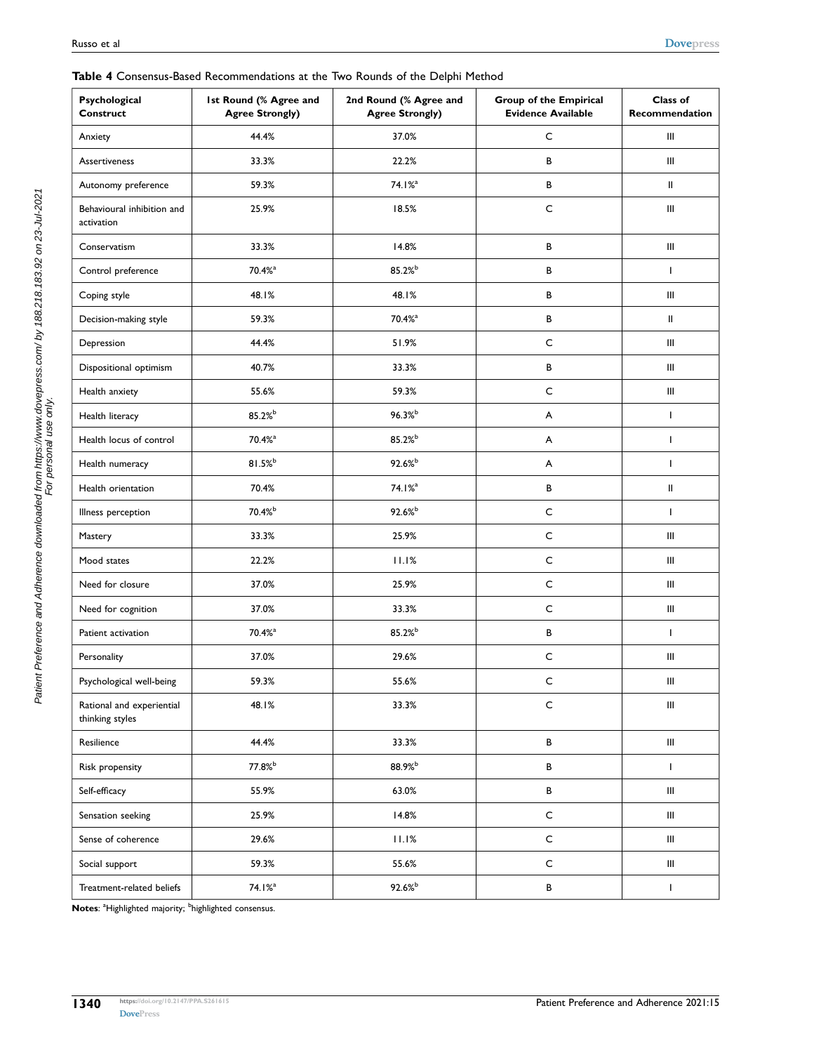**Table 4** Consensus-Based Recommendations at the Two Rounds of the Delphi Method

| Psychological Construct | 1st Round (% Agree and Agree Strongly) | 2nd Round (% Agree and Agree Strongly) | Group of the Empirical Evidence Available | Class of Recommendation |
|---|---|---|---|---|
| Anxiety | 44.4% | 37.0% | C | III |
| Assertiveness | 33.3% | 22.2% | B | III |
| Autonomy preference | 59.3% | 74.1%[a] | B | II |
| Behavioural inhibition and activation | 25.9% | 18.5% | C | III |
| Conservatism | 33.3% | 14.8% | B | III |
| Control preference | 70.4%[a] | 85.2%[b] | B | I |
| Coping style | 48.1% | 48.1% | B | III |
| Decision-making style | 59.3% | 70.4%[a] | B | II |
| Depression | 44.4% | 51.9% | C | III |
| Dispositional optimism | 40.7% | 33.3% | B | III |
| Health anxiety | 55.6% | 59.3% | C | III |
| Health literacy | 85.2%[b] | 96.3%[b] | A | I |
| Health locus of control | 70.4%[a] | 85.2%[b] | A | I |
| Health numeracy | 81.5%[b] | 92.6%[b] | A | I |
| Health orientation | 70.4% | 74.1%[a] | B | II |
| Illness perception | 70.4%[b] | 92.6%[b] | C | I |
| Mastery | 33.3% | 25.9% | C | III |
| Mood states | 22.2% | 11.1% | C | III |
| Need for closure | 37.0% | 25.9% | C | III |
| Need for cognition | 37.0% | 33.3% | C | III |
| Patient activation | 70.4%[a] | 85.2%[b] | B | I |
| Personality | 37.0% | 29.6% | C | III |
| Psychological well-being | 59.3% | 55.6% | C | III |
| Rational and experiential thinking styles | 48.1% | 33.3% | C | III |
| Resilience | 44.4% | 33.3% | B | III |
| Risk propensity | 77.8%[b] | 88.9%[b] | B | I |
| Self-efficacy | 55.9% | 63.0% | B | III |
| Sensation seeking | 25.9% | 14.8% | C | III |
| Sense of coherence | 29.6% | 11.1% | C | III |
| Social support | 59.3% | 55.6% | C | III |
| Treatment-related beliefs | 74.1%[a] | 92.6%[b] | B | I |

**Notes**: [a]Highlighted majority; [b]highlighted consensus.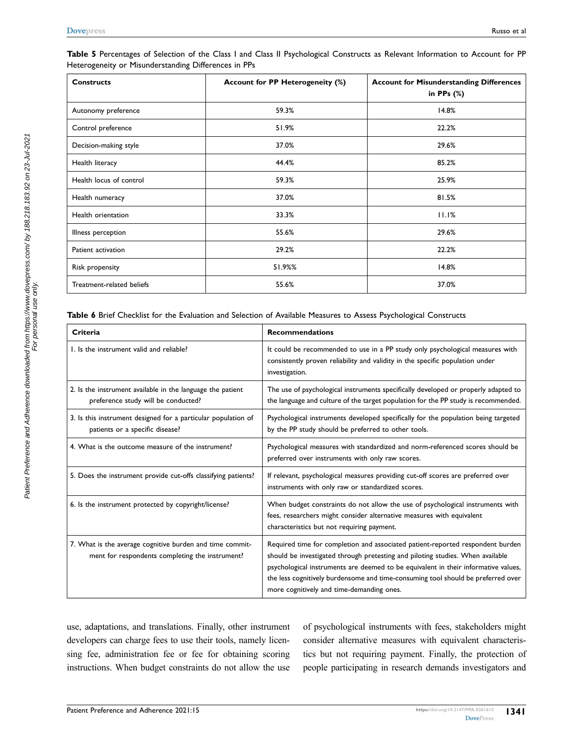**Table 5** Percentages of Selection of the Class I and Class II Psychological Constructs as Relevant Information to Account for PP Heterogeneity or Misunderstanding Differences in PPs

| Constructs | Account for PP Heterogeneity (%) | Account for Misunderstanding Differences in PPs (%) |
|---|---|---|
| Autonomy preference | 59.3% | 14.8% |
| Control preference | 51.9% | 22.2% |
| Decision-making style | 37.0% | 29.6% |
| Health literacy | 44.4% | 85.2% |
| Health locus of control | 59.3% | 25.9% |
| Health numeracy | 37.0% | 81.5% |
| Health orientation | 33.3% | 11.1% |
| Illness perception | 55.6% | 29.6% |
| Patient activation | 29.2% | 22.2% |
| Risk propensity | 51.9%% | 14.8% |
| Treatment-related beliefs | 55.6% | 37.0% |

**Table 6** Brief Checklist for the Evaluation and Selection of Available Measures to Assess Psychological Constructs

| Criteria | Recommendations |
|---|---|
| 1. Is the instrument valid and reliable? | It could be recommended to use in a PP study only psychological measures with consistently proven reliability and validity in the specific population under investigation. |
| 2. Is the instrument available in the language the patient preference study will be conducted? | The use of psychological instruments specifically developed or properly adapted to the language and culture of the target population for the PP study is recommended. |
| 3. Is this instrument designed for a particular population of patients or a specific disease? | Psychological instruments developed specifically for the population being targeted by the PP study should be preferred to other tools. |
| 4. What is the outcome measure of the instrument? | Psychological measures with standardized and norm-referenced scores should be preferred over instruments with only raw scores. |
| 5. Does the instrument provide cut-offs classifying patients? | If relevant, psychological measures providing cut-off scores are preferred over instruments with only raw or standardized scores. |
| 6. Is the instrument protected by copyright/license? | When budget constraints do not allow the use of psychological instruments with fees, researchers might consider alternative measures with equivalent characteristics but not requiring payment. |
| 7. What is the average cognitive burden and time commitment for respondents completing the instrument? | Required time for completion and associated patient-reported respondent burden should be investigated through pretesting and piloting studies. When available psychological instruments are deemed to be equivalent in their informative values, the less cognitively burdensome and time-consuming tool should be preferred over more cognitively and time-demanding ones. |

use, adaptations, and translations. Finally, other instrument developers can charge fees to use their tools, namely licensing fee, administration fee or fee for obtaining scoring instructions. When budget constraints do not allow the use of psychological instruments with fees, stakeholders might consider alternative measures with equivalent characteristics but not requiring payment. Finally, the protection of people participating in research demands investigators and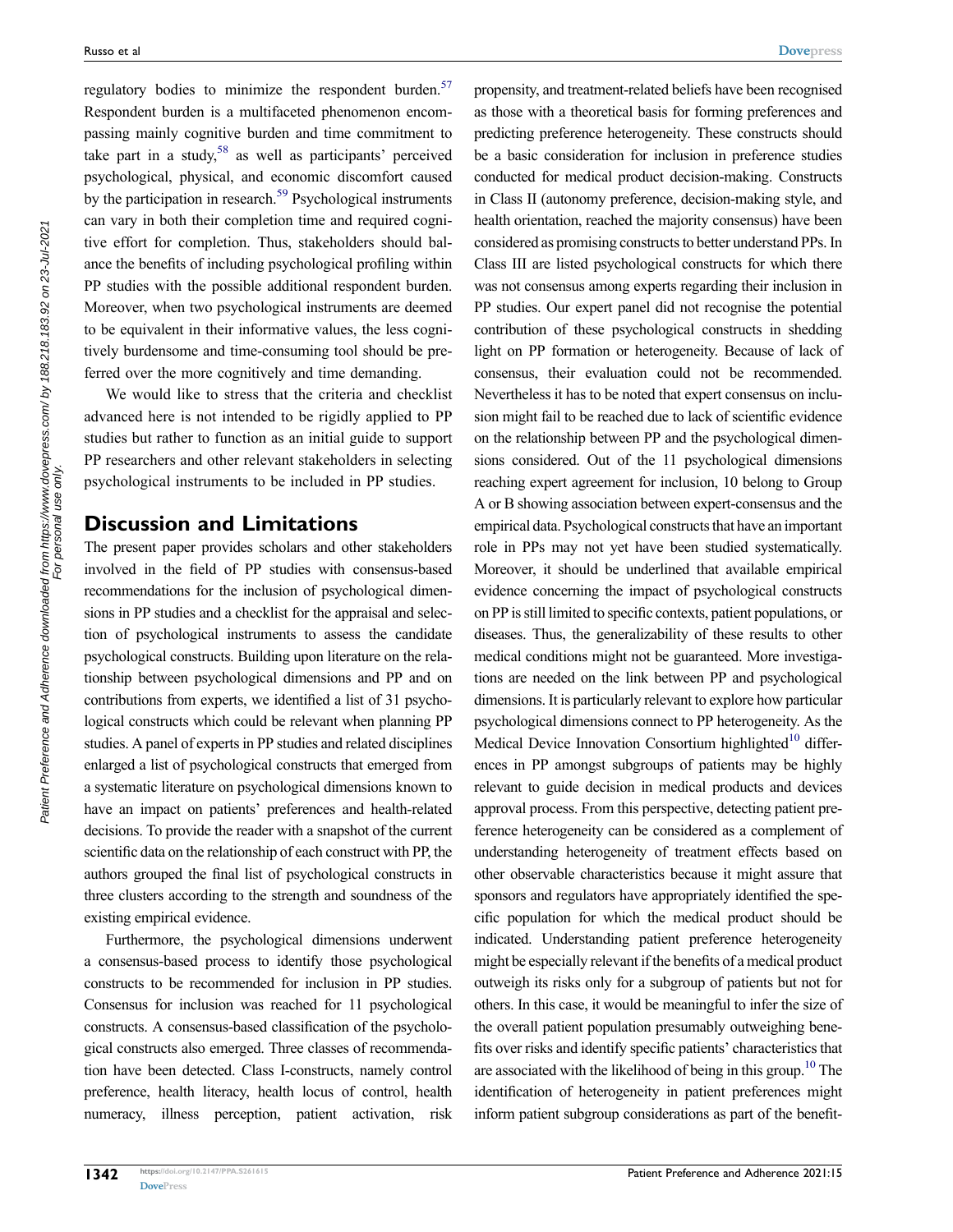regulatory bodies to minimize the respondent burden.[57] Respondent burden is a multifaceted phenomenon encompassing mainly cognitive burden and time commitment to take part in a study,[58] as well as participants' perceived psychological, physical, and economic discomfort caused by the participation in research.[59] Psychological instruments can vary in both their completion time and required cognitive effort for completion. Thus, stakeholders should balance the benefits of including psychological profiling within PP studies with the possible additional respondent burden. Moreover, when two psychological instruments are deemed to be equivalent in their informative values, the less cognitively burdensome and time-consuming tool should be preferred over the more cognitively and time demanding.

We would like to stress that the criteria and checklist advanced here is not intended to be rigidly applied to PP studies but rather to function as an initial guide to support PP researchers and other relevant stakeholders in selecting psychological instruments to be included in PP studies.

## Discussion and Limitations

The present paper provides scholars and other stakeholders involved in the field of PP studies with consensus-based recommendations for the inclusion of psychological dimensions in PP studies and a checklist for the appraisal and selection of psychological instruments to assess the candidate psychological constructs. Building upon literature on the relationship between psychological dimensions and PP and on contributions from experts, we identified a list of 31 psychological constructs which could be relevant when planning PP studies. A panel of experts in PP studies and related disciplines enlarged a list of psychological constructs that emerged from a systematic literature on psychological dimensions known to have an impact on patients' preferences and health-related decisions. To provide the reader with a snapshot of the current scientific data on the relationship of each construct with PP, the authors grouped the final list of psychological constructs in three clusters according to the strength and soundness of the existing empirical evidence.

Furthermore, the psychological dimensions underwent a consensus-based process to identify those psychological constructs to be recommended for inclusion in PP studies. Consensus for inclusion was reached for 11 psychological constructs. A consensus-based classification of the psychological constructs also emerged. Three classes of recommendation have been detected. Class I-constructs, namely control preference, health literacy, health locus of control, health numeracy, illness perception, patient activation, risk propensity, and treatment-related beliefs have been recognised as those with a theoretical basis for forming preferences and predicting preference heterogeneity. These constructs should be a basic consideration for inclusion in preference studies conducted for medical product decision-making. Constructs in Class II (autonomy preference, decision-making style, and health orientation, reached the majority consensus) have been considered as promising constructs to better understand PPs. In Class III are listed psychological constructs for which there was not consensus among experts regarding their inclusion in PP studies. Our expert panel did not recognise the potential contribution of these psychological constructs in shedding light on PP formation or heterogeneity. Because of lack of consensus, their evaluation could not be recommended. Nevertheless it has to be noted that expert consensus on inclusion might fail to be reached due to lack of scientific evidence on the relationship between PP and the psychological dimensions considered. Out of the 11 psychological dimensions reaching expert agreement for inclusion, 10 belong to Group A or B showing association between expert-consensus and the empirical data. Psychological constructs that have an important role in PPs may not yet have been studied systematically. Moreover, it should be underlined that available empirical evidence concerning the impact of psychological constructs on PP is still limited to specific contexts, patient populations, or diseases. Thus, the generalizability of these results to other medical conditions might not be guaranteed. More investigations are needed on the link between PP and psychological dimensions. It is particularly relevant to explore how particular psychological dimensions connect to PP heterogeneity. As the Medical Device Innovation Consortium highlighted[10] differences in PP amongst subgroups of patients may be highly relevant to guide decision in medical products and devices approval process. From this perspective, detecting patient preference heterogeneity can be considered as a complement of understanding heterogeneity of treatment effects based on other observable characteristics because it might assure that sponsors and regulators have appropriately identified the specific population for which the medical product should be indicated. Understanding patient preference heterogeneity might be especially relevant if the benefits of a medical product outweigh its risks only for a subgroup of patients but not for others. In this case, it would be meaningful to infer the size of the overall patient population presumably outweighing benefits over risks and identify specific patients' characteristics that are associated with the likelihood of being in this group.[10] The identification of heterogeneity in patient preferences might inform patient subgroup considerations as part of the benefit-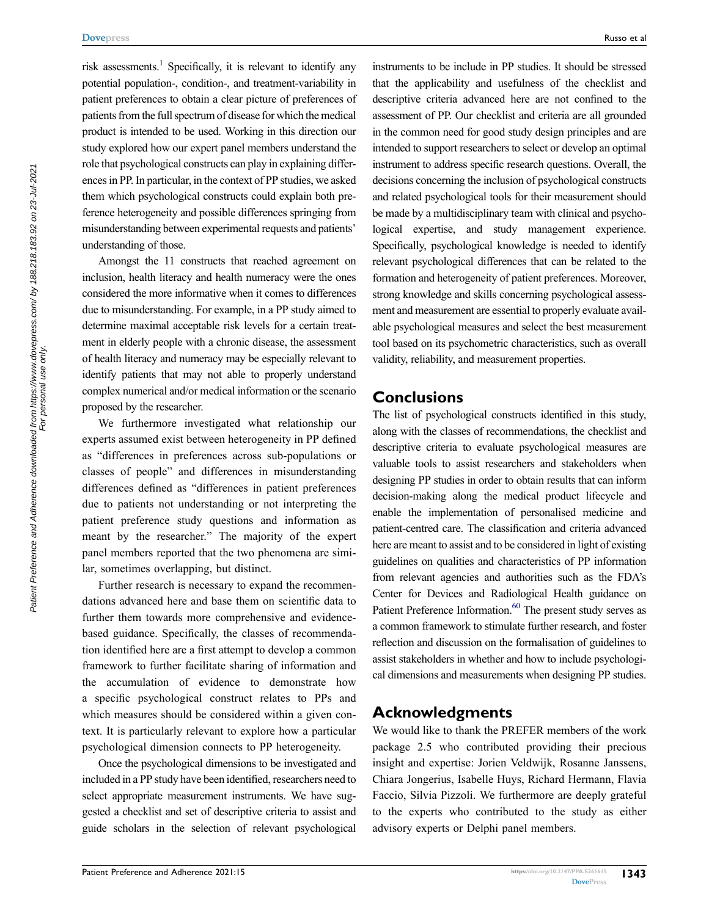risk assessments.[1] Specifically, it is relevant to identify any potential population-, condition-, and treatment-variability in patient preferences to obtain a clear picture of preferences of patients from the full spectrum of disease for which the medical product is intended to be used. Working in this direction our study explored how our expert panel members understand the role that psychological constructs can play in explaining differences in PP. In particular, in the context of PP studies, we asked them which psychological constructs could explain both preference heterogeneity and possible differences springing from misunderstanding between experimental requests and patients' understanding of those.

Amongst the 11 constructs that reached agreement on inclusion, health literacy and health numeracy were the ones considered the more informative when it comes to differences due to misunderstanding. For example, in a PP study aimed to determine maximal acceptable risk levels for a certain treatment in elderly people with a chronic disease, the assessment of health literacy and numeracy may be especially relevant to identify patients that may not able to properly understand complex numerical and/or medical information or the scenario proposed by the researcher.

We furthermore investigated what relationship our experts assumed exist between heterogeneity in PP defined as "differences in preferences across sub-populations or classes of people" and differences in misunderstanding differences defined as "differences in patient preferences due to patients not understanding or not interpreting the patient preference study questions and information as meant by the researcher." The majority of the expert panel members reported that the two phenomena are similar, sometimes overlapping, but distinct.

Further research is necessary to expand the recommendations advanced here and base them on scientific data to further them towards more comprehensive and evidence-based guidance. Specifically, the classes of recommendation identified here are a first attempt to develop a common framework to further facilitate sharing of information and the accumulation of evidence to demonstrate how a specific psychological construct relates to PPs and which measures should be considered within a given context. It is particularly relevant to explore how a particular psychological dimension connects to PP heterogeneity.

Once the psychological dimensions to be investigated and included in a PP study have been identified, researchers need to select appropriate measurement instruments. We have suggested a checklist and set of descriptive criteria to assist and guide scholars in the selection of relevant psychological instruments to be include in PP studies. It should be stressed that the applicability and usefulness of the checklist and descriptive criteria advanced here are not confined to the assessment of PP. Our checklist and criteria are all grounded in the common need for good study design principles and are intended to support researchers to select or develop an optimal instrument to address specific research questions. Overall, the decisions concerning the inclusion of psychological constructs and related psychological tools for their measurement should be made by a multidisciplinary team with clinical and psychological expertise, and study management experience. Specifically, psychological knowledge is needed to identify relevant psychological differences that can be related to the formation and heterogeneity of patient preferences. Moreover, strong knowledge and skills concerning psychological assessment and measurement are essential to properly evaluate available psychological measures and select the best measurement tool based on its psychometric characteristics, such as overall validity, reliability, and measurement properties.

## Conclusions

The list of psychological constructs identified in this study, along with the classes of recommendations, the checklist and descriptive criteria to evaluate psychological measures are valuable tools to assist researchers and stakeholders when designing PP studies in order to obtain results that can inform decision-making along the medical product lifecycle and enable the implementation of personalised medicine and patient-centred care. The classification and criteria advanced here are meant to assist and to be considered in light of existing guidelines on qualities and characteristics of PP information from relevant agencies and authorities such as the FDA's Center for Devices and Radiological Health guidance on Patient Preference Information.[60] The present study serves as a common framework to stimulate further research, and foster reflection and discussion on the formalisation of guidelines to assist stakeholders in whether and how to include psychological dimensions and measurements when designing PP studies.

## Acknowledgments

We would like to thank the PREFER members of the work package 2.5 who contributed providing their precious insight and expertise: Jorien Veldwijk, Rosanne Janssens, Chiara Jongerius, Isabelle Huys, Richard Hermann, Flavia Faccio, Silvia Pizzoli. We furthermore are deeply grateful to the experts who contributed to the study as either advisory experts or Delphi panel members.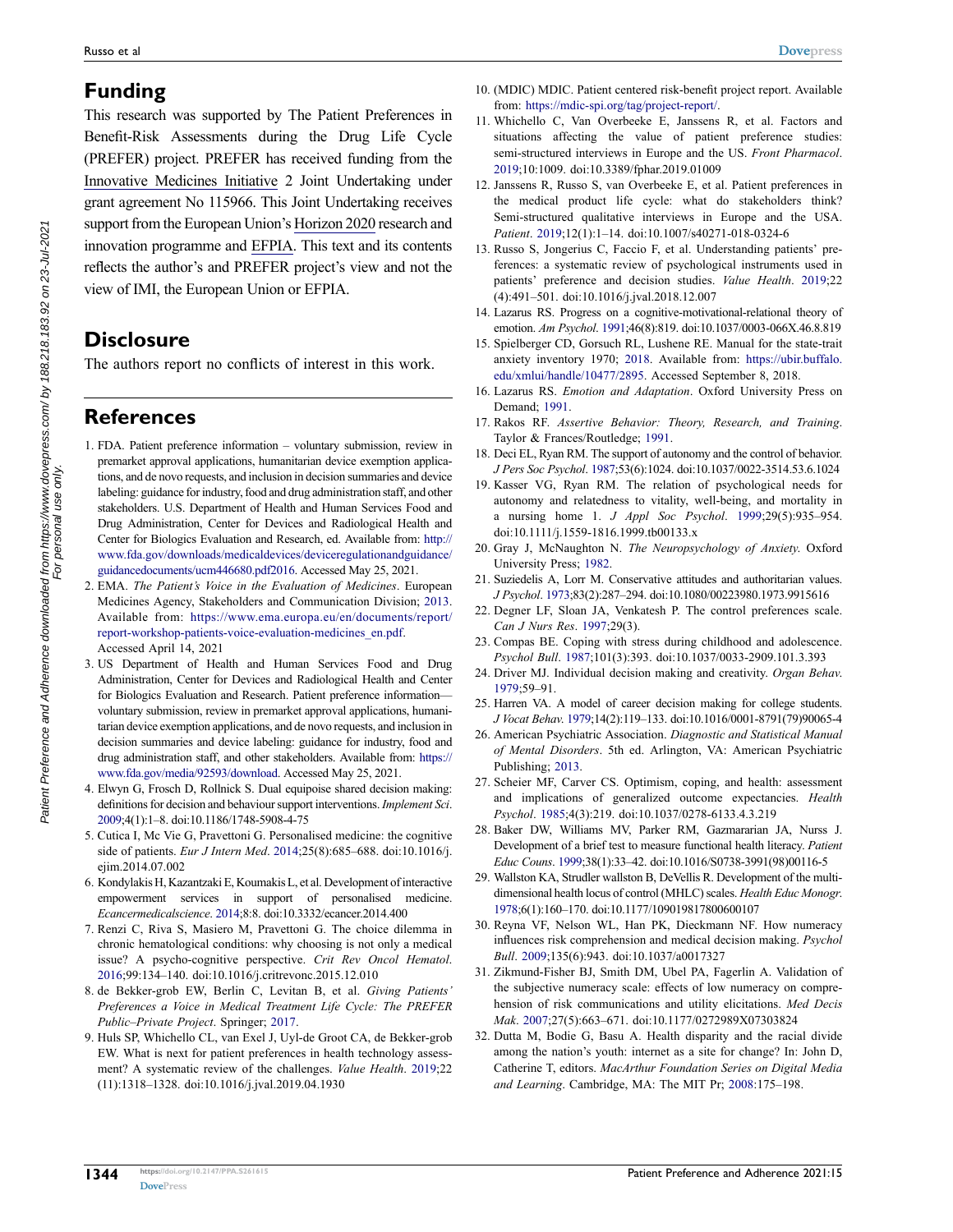## Funding

This research was supported by The Patient Preferences in Benefit-Risk Assessments during the Drug Life Cycle (PREFER) project. PREFER has received funding from the Innovative Medicines Initiative 2 Joint Undertaking under grant agreement No 115966. This Joint Undertaking receives support from the European Union's Horizon 2020 research and innovation programme and EFPIA. This text and its contents reflects the author's and PREFER project's view and not the view of IMI, the European Union or EFPIA.

## Disclosure

The authors report no conflicts of interest in this work.

## References

1. FDA. Patient preference information – voluntary submission, review in premarket approval applications, humanitarian device exemption applications, and de novo requests, and inclusion in decision summaries and device labeling: guidance for industry, food and drug administration staff, and other stakeholders. U.S. Department of Health and Human Services Food and Drug Administration, Center for Devices and Radiological Health and Center for Biologics Evaluation and Research, ed. Available from: http://www.fda.gov/downloads/medicaldevices/deviceregulationandguidance/guidancedocuments/ucm446680.pdf2016. Accessed May 25, 2021.
2. EMA. *The Patient's Voice in the Evaluation of Medicines*. European Medicines Agency, Stakeholders and Communication Division; 2013. Available from: https://www.ema.europa.eu/en/documents/report/report-workshop-patients-voice-evaluation-medicines_en.pdf. Accessed April 14, 2021
3. US Department of Health and Human Services Food and Drug Administration, Center for Devices and Radiological Health and Center for Biologics Evaluation and Research. Patient preference information—voluntary submission, review in premarket approval applications, humanitarian device exemption applications, and de novo requests, and inclusion in decision summaries and device labeling: guidance for industry, food and drug administration staff, and other stakeholders. Available from: https://www.fda.gov/media/92593/download. Accessed May 25, 2021.
4. Elwyn G, Frosch D, Rollnick S. Dual equipoise shared decision making: definitions for decision and behaviour support interventions. *Implement Sci*. 2009;4(1):1–8. doi:10.1186/1748-5908-4-75
5. Cutica I, Mc Vie G, Pravettoni G. Personalised medicine: the cognitive side of patients. *Eur J Intern Med*. 2014;25(8):685–688. doi:10.1016/j.ejim.2014.07.002
6. Kondylakis H, Kazantzaki E, Koumakis L, et al. Development of interactive empowerment services in support of personalised medicine. *Ecancermedicalscience*. 2014;8:8. doi:10.3332/ecancer.2014.400
7. Renzi C, Riva S, Masiero M, Pravettoni G. The choice dilemma in chronic hematological conditions: why choosing is not only a medical issue? A psycho-cognitive perspective. *Crit Rev Oncol Hematol*. 2016;99:134–140. doi:10.1016/j.critrevonc.2015.12.010
8. de Bekker-grob EW, Berlin C, Levitan B, et al. *Giving Patients' Preferences a Voice in Medical Treatment Life Cycle: The PREFER Public–Private Project*. Springer; 2017.
9. Huls SP, Whichello CL, van Exel J, Uyl-de Groot CA, de Bekker-grob EW. What is next for patient preferences in health technology assessment? A systematic review of the challenges. *Value Health*. 2019;22(11):1318–1328. doi:10.1016/j.jval.2019.04.1930
10. (MDIC) MDIC. Patient centered risk-benefit project report. Available from: https://mdic-spi.org/tag/project-report/.
11. Whichello C, Van Overbeeke E, Janssens R, et al. Factors and situations affecting the value of patient preference studies: semi-structured interviews in Europe and the US. *Front Pharmacol*. 2019;10:1009. doi:10.3389/fphar.2019.01009
12. Janssens R, Russo S, van Overbeeke E, et al. Patient preferences in the medical product life cycle: what do stakeholders think? Semi-structured qualitative interviews in Europe and the USA. *Patient*. 2019;12(1):1–14. doi:10.1007/s40271-018-0324-6
13. Russo S, Jongerius C, Faccio F, et al. Understanding patients' preferences: a systematic review of psychological instruments used in patients' preference and decision studies. *Value Health*. 2019;22(4):491–501. doi:10.1016/j.jval.2018.12.007
14. Lazarus RS. Progress on a cognitive-motivational-relational theory of emotion. *Am Psychol*. 1991;46(8):819. doi:10.1037/0003-066X.46.8.819
15. Spielberger CD, Gorsuch RL, Lushene RE. Manual for the state-trait anxiety inventory 1970; 2018. Available from: https://ubir.buffalo.edu/xmlui/handle/10477/2895. Accessed September 8, 2018.
16. Lazarus RS. *Emotion and Adaptation*. Oxford University Press on Demand; 1991.
17. Rakos RF. *Assertive Behavior: Theory, Research, and Training*. Taylor & Frances/Routledge; 1991.
18. Deci EL, Ryan RM. The support of autonomy and the control of behavior. *J Pers Soc Psychol*. 1987;53(6):1024. doi:10.1037/0022-3514.53.6.1024
19. Kasser VG, Ryan RM. The relation of psychological needs for autonomy and relatedness to vitality, well-being, and mortality in a nursing home 1. *J Appl Soc Psychol*. 1999;29(5):935–954. doi:10.1111/j.1559-1816.1999.tb00133.x
20. Gray J, McNaughton N. *The Neuropsychology of Anxiety*. Oxford University Press; 1982.
21. Suziedelis A, Lorr M. Conservative attitudes and authoritarian values. *J Psychol*. 1973;83(2):287–294. doi:10.1080/00223980.1973.9915616
22. Degner LF, Sloan JA, Venkatesh P. The control preferences scale. *Can J Nurs Res*. 1997;29(3).
23. Compas BE. Coping with stress during childhood and adolescence. *Psychol Bull*. 1987;101(3):393. doi:10.1037/0033-2909.101.3.393
24. Driver MJ. Individual decision making and creativity. *Organ Behav*. 1979;59–91.
25. Harren VA. A model of career decision making for college students. *J Vocat Behav*. 1979;14(2):119–133. doi:10.1016/0001-8791(79)90065-4
26. American Psychiatric Association. *Diagnostic and Statistical Manual of Mental Disorders*. 5th ed. Arlington, VA: American Psychiatric Publishing; 2013.
27. Scheier MF, Carver CS. Optimism, coping, and health: assessment and implications of generalized outcome expectancies. *Health Psychol*. 1985;4(3):219. doi:10.1037/0278-6133.4.3.219
28. Baker DW, Williams MV, Parker RM, Gazmararian JA, Nurss J. Development of a brief test to measure functional health literacy. *Patient Educ Couns*. 1999;38(1):33–42. doi:10.1016/S0738-3991(98)00116-5
29. Wallston KA, Strudler wallston B, DeVellis R. Development of the multidimensional health locus of control (MHLC) scales. *Health Educ Monogr*. 1978;6(1):160–170. doi:10.1177/109019817800600107
30. Reyna VF, Nelson WL, Han PK, Dieckmann NF. How numeracy influences risk comprehension and medical decision making. *Psychol Bull*. 2009;135(6):943. doi:10.1037/a0017327
31. Zikmund-Fisher BJ, Smith DM, Ubel PA, Fagerlin A. Validation of the subjective numeracy scale: effects of low numeracy on comprehension of risk communications and utility elicitations. *Med Decis Mak*. 2007;27(5):663–671. doi:10.1177/0272989X07303824
32. Dutta M, Bodie G, Basu A. Health disparity and the racial divide among the nation's youth: internet as a site for change? In: John D, Catherine T, editors. *MacArthur Foundation Series on Digital Media and Learning*. Cambridge, MA: The MIT Pr; 2008:175–198.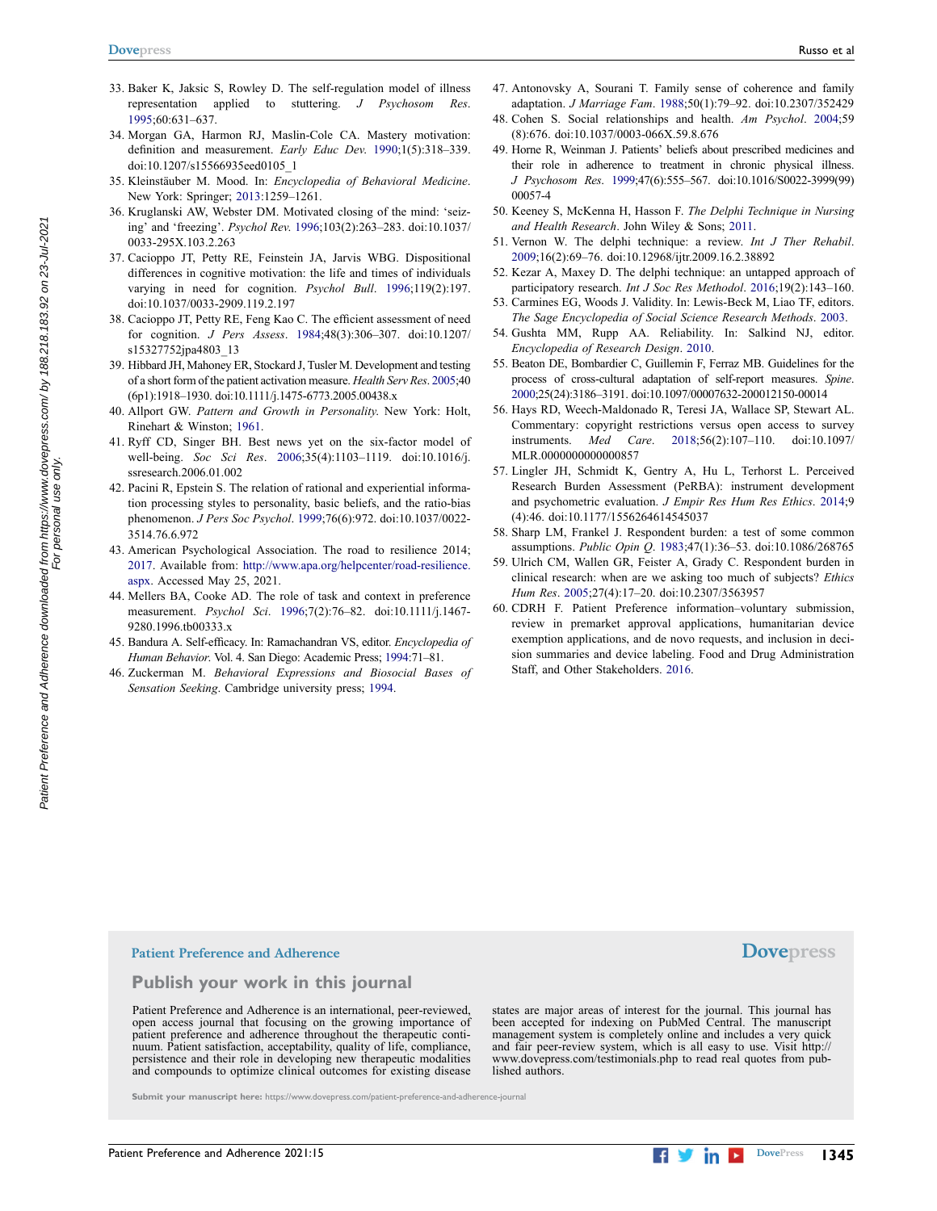33. Baker K, Jaksic S, Rowley D. The self-regulation model of illness representation applied to stuttering. *J Psychosom Res*. 1995;60:631–637.
34. Morgan GA, Harmon RJ, Maslin-Cole CA. Mastery motivation: definition and measurement. *Early Educ Dev*. 1990;1(5):318–339. doi:10.1207/s15566935eed0105_1
35. Kleinstäuber M. Mood. In: *Encyclopedia of Behavioral Medicine*. New York: Springer; 2013:1259–1261.
36. Kruglanski AW, Webster DM. Motivated closing of the mind: 'seizing' and 'freezing'. *Psychol Rev*. 1996;103(2):263–283. doi:10.1037/0033-295X.103.2.263
37. Cacioppo JT, Petty RE, Feinstein JA, Jarvis WBG. Dispositional differences in cognitive motivation: the life and times of individuals varying in need for cognition. *Psychol Bull*. 1996;119(2):197. doi:10.1037/0033-2909.119.2.197
38. Cacioppo JT, Petty RE, Feng Kao C. The efficient assessment of need for cognition. *J Pers Assess*. 1984;48(3):306–307. doi:10.1207/s15327752jpa4803_13
39. Hibbard JH, Mahoney ER, Stockard J, Tusler M. Development and testing of a short form of the patient activation measure. *Health Serv Res*. 2005;40(6p1):1918–1930. doi:10.1111/j.1475-6773.2005.00438.x
40. Allport GW. *Pattern and Growth in Personality*. New York: Holt, Rinehart & Winston; 1961.
41. Ryff CD, Singer BH. Best news yet on the six-factor model of well-being. *Soc Sci Res*. 2006;35(4):1103–1119. doi:10.1016/j.ssresearch.2006.01.002
42. Pacini R, Epstein S. The relation of rational and experiential information processing styles to personality, basic beliefs, and the ratio-bias phenomenon. *J Pers Soc Psychol*. 1999;76(6):972. doi:10.1037/0022-3514.76.6.972
43. American Psychological Association. The road to resilience 2014; 2017. Available from: http://www.apa.org/helpcenter/road-resilience.aspx. Accessed May 25, 2021.
44. Mellers BA, Cooke AD. The role of task and context in preference measurement. *Psychol Sci*. 1996;7(2):76–82. doi:10.1111/j.1467-9280.1996.tb00333.x
45. Bandura A. Self-efficacy. In: Ramachandran VS, editor. *Encyclopedia of Human Behavior*. Vol. 4. San Diego: Academic Press; 1994:71–81.
46. Zuckerman M. *Behavioral Expressions and Biosocial Bases of Sensation Seeking*. Cambridge university press; 1994.
47. Antonovsky A, Sourani T. Family sense of coherence and family adaptation. *J Marriage Fam*. 1988;50(1):79–92. doi:10.2307/352429
48. Cohen S. Social relationships and health. *Am Psychol*. 2004;59(8):676. doi:10.1037/0003-066X.59.8.676
49. Horne R, Weinman J. Patients' beliefs about prescribed medicines and their role in adherence to treatment in chronic physical illness. *J Psychosom Res*. 1999;47(6):555–567. doi:10.1016/S0022-3999(99)00057-4
50. Keeney S, McKenna H, Hasson F. *The Delphi Technique in Nursing and Health Research*. John Wiley & Sons; 2011.
51. Vernon W. The delphi technique: a review. *Int J Ther Rehabil*. 2009;16(2):69–76. doi:10.12968/ijtr.2009.16.2.38892
52. Kezar A, Maxey D. The delphi technique: an untapped approach of participatory research. *Int J Soc Res Methodol*. 2016;19(2):143–160.
53. Carmines EG, Woods J. Validity. In: Lewis-Beck M, Liao TF, editors. *The Sage Encyclopedia of Social Science Research Methods*. 2003.
54. Gushta MM, Rupp AA. Reliability. In: Salkind NJ, editor. *Encyclopedia of Research Design*. 2010.
55. Beaton DE, Bombardier C, Guillemin F, Ferraz MB. Guidelines for the process of cross-cultural adaptation of self-report measures. *Spine*. 2000;25(24):3186–3191. doi:10.1097/00007632-200012150-00014
56. Hays RD, Weech-Maldonado R, Teresi JA, Wallace SP, Stewart AL. Commentary: copyright restrictions versus open access to survey instruments. *Med Care*. 2018;56(2):107–110. doi:10.1097/MLR.0000000000000857
57. Lingler JH, Schmidt K, Gentry A, Hu L, Terhorst L. Perceived Research Burden Assessment (PeRBA): instrument development and psychometric evaluation. *J Empir Res Hum Res Ethics*. 2014;9(4):46. doi:10.1177/1556264614545037
58. Sharp LM, Frankel J. Respondent burden: a test of some common assumptions. *Public Opin Q*. 1983;47(1):36–53. doi:10.1086/268765
59. Ulrich CM, Wallen GR, Feister A, Grady C. Respondent burden in clinical research: when are we asking too much of subjects? *Ethics Hum Res*. 2005;27(4):17–20. doi:10.2307/3563957
60. CDRH E. Patient Preference information–voluntary submission, review in premarket approval applications, humanitarian device exemption applications, and de novo requests, and inclusion in decision summaries and device labeling. Food and Drug Administration Staff, and Other Stakeholders. 2016.

**Patient Preference and Adherence**

**Publish your work in this journal**

Patient Preference and Adherence is an international, peer-reviewed, open access journal that focusing on the growing importance of patient preference and adherence throughout the therapeutic continuum. Patient satisfaction, acceptability, quality of life, compliance, persistence and their role in developing new therapeutic modalities and compounds to optimize clinical outcomes for existing disease states are major areas of interest for the journal. This journal has been accepted for indexing on PubMed Central. The manuscript management system is completely online and includes a very quick and fair peer-review system, which is all easy to use. Visit http://www.dovepress.com/testimonials.php to read real quotes from published authors.

**Submit your manuscript here:** https://www.dovepress.com/patient-preference-and-adherence-journal